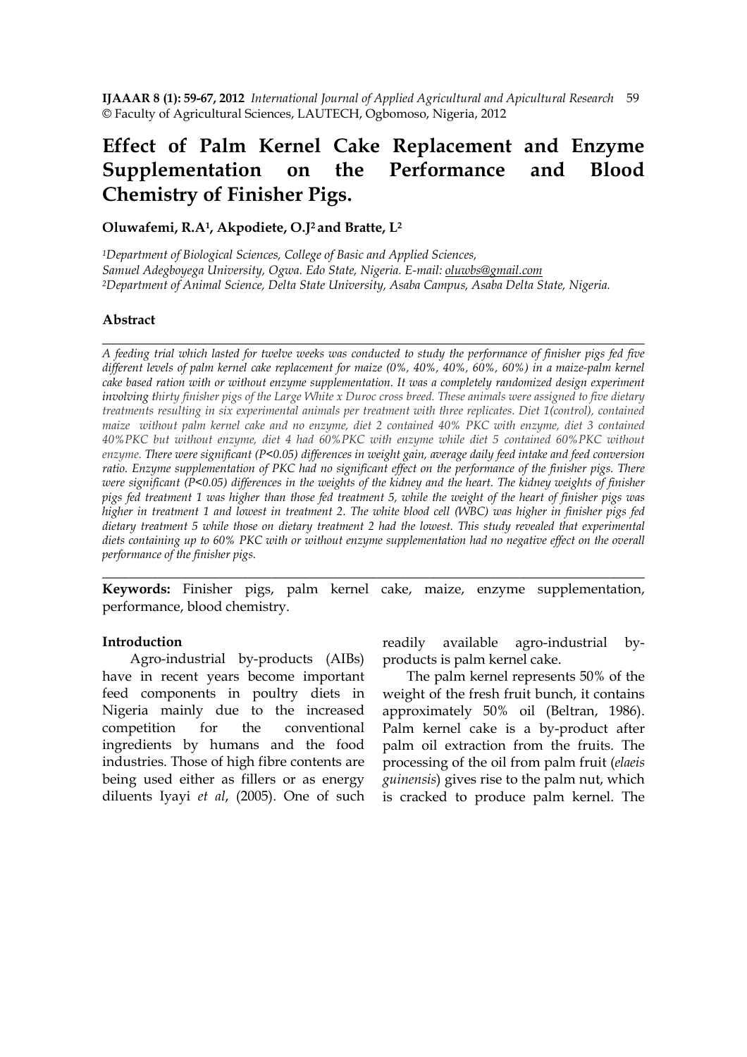# Effect of Palm Kernel Cake Replacement and Enzyme Supplementation on the Performance and Blood Chemistry of Finisher Pigs.

**Oluwafemi, R.A[1], Akpodiete, O.J[2] and Bratte, L[2]**

*[1]Department of Biological Sciences, College of Basic and Applied Sciences, Samuel Adegboyega University, Ogwa. Edo State, Nigeria. E-mail: oluwbs@gmail.com*
*[2]Department of Animal Science, Delta State University, Asaba Campus, Asaba Delta State, Nigeria.*

### Abstract

*A feeding trial which lasted for twelve weeks was conducted to study the performance of finisher pigs fed five different levels of palm kernel cake replacement for maize (0%, 40%, 40%, 60%, 60%) in a maize-palm kernel cake based ration with or without enzyme supplementation. It was a completely randomized design experiment involving thirty finisher pigs of the Large White x Duroc cross breed. These animals were assigned to five dietary treatments resulting in six experimental animals per treatment with three replicates. Diet 1(control), contained maize without palm kernel cake and no enzyme, diet 2 contained 40% PKC with enzyme, diet 3 contained 40%PKC but without enzyme, diet 4 had 60%PKC with enzyme while diet 5 contained 60%PKC without enzyme. There were significant (P<0.05) differences in weight gain, average daily feed intake and feed conversion ratio. Enzyme supplementation of PKC had no significant effect on the performance of the finisher pigs. There were significant (P<0.05) differences in the weights of the kidney and the heart. The kidney weights of finisher pigs fed treatment 1 was higher than those fed treatment 5, while the weight of the heart of finisher pigs was higher in treatment 1 and lowest in treatment 2. The white blood cell (WBC) was higher in finisher pigs fed dietary treatment 5 while those on dietary treatment 2 had the lowest. This study revealed that experimental diets containing up to 60% PKC with or without enzyme supplementation had no negative effect on the overall performance of the finisher pigs.*

**Keywords:** Finisher pigs, palm kernel cake, maize, enzyme supplementation, performance, blood chemistry.

### Introduction

Agro-industrial by-products (AIBs) have in recent years become important feed components in poultry diets in Nigeria mainly due to the increased competition for the conventional ingredients by humans and the food industries. Those of high fibre contents are being used either as fillers or as energy diluents Iyayi *et al*, (2005). One of such readily available agro-industrial by-products is palm kernel cake.

The palm kernel represents 50% of the weight of the fresh fruit bunch, it contains approximately 50% oil (Beltran, 1986). Palm kernel cake is a by-product after palm oil extraction from the fruits. The processing of the oil from palm fruit (*elaeis guinensis*) gives rise to the palm nut, which is cracked to produce palm kernel. The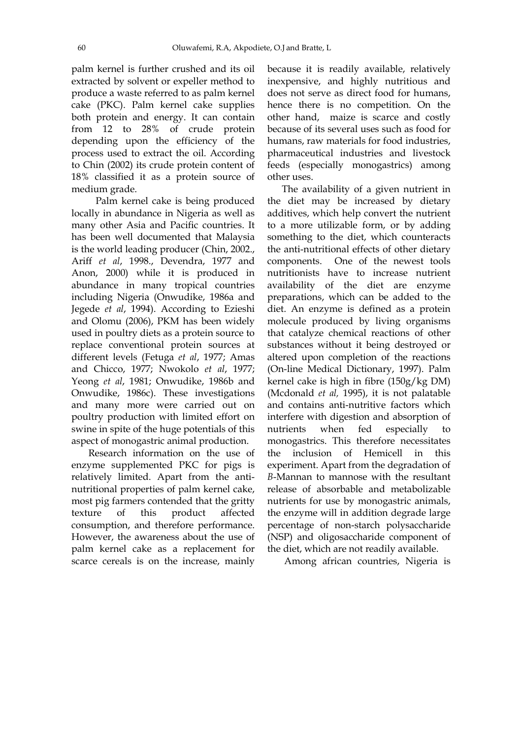palm kernel is further crushed and its oil extracted by solvent or expeller method to produce a waste referred to as palm kernel cake (PKC). Palm kernel cake supplies both protein and energy. It can contain from 12 to 28% of crude protein depending upon the efficiency of the process used to extract the oil. According to Chin (2002) its crude protein content of 18% classified it as a protein source of medium grade.

Palm kernel cake is being produced locally in abundance in Nigeria as well as many other Asia and Pacific countries. It has been well documented that Malaysia is the world leading producer (Chin, 2002., Ariff *et al*, 1998., Devendra, 1977 and Anon, 2000) while it is produced in abundance in many tropical countries including Nigeria (Onwudike, 1986a and Jegede *et al*, 1994). According to Ezieshi and Olomu (2006), PKM has been widely used in poultry diets as a protein source to replace conventional protein sources at different levels (Fetuga *et al*, 1977; Amas and Chicco, 1977; Nwokolo *et al*, 1977; Yeong *et al*, 1981; Onwudike, 1986b and Onwudike, 1986c). These investigations and many more were carried out on poultry production with limited effort on swine in spite of the huge potentials of this aspect of monogastric animal production.

Research information on the use of enzyme supplemented PKC for pigs is relatively limited. Apart from the anti-nutritional properties of palm kernel cake, most pig farmers contended that the gritty texture of this product affected consumption, and therefore performance. However, the awareness about the use of palm kernel cake as a replacement for scarce cereals is on the increase, mainly because it is readily available, relatively inexpensive, and highly nutritious and does not serve as direct food for humans, hence there is no competition. On the other hand, maize is scarce and costly because of its several uses such as food for humans, raw materials for food industries, pharmaceutical industries and livestock feeds (especially monogastrics) among other uses.

The availability of a given nutrient in the diet may be increased by dietary additives, which help convert the nutrient to a more utilizable form, or by adding something to the diet, which counteracts the anti-nutritional effects of other dietary components. One of the newest tools nutritionists have to increase nutrient availability of the diet are enzyme preparations, which can be added to the diet. An enzyme is defined as a protein molecule produced by living organisms that catalyze chemical reactions of other substances without it being destroyed or altered upon completion of the reactions (On-line Medical Dictionary, 1997). Palm kernel cake is high in fibre (150g/kg DM) (Mcdonald *et al,* 1995), it is not palatable and contains anti-nutritive factors which interfere with digestion and absorption of nutrients when fed especially to monogastrics. This therefore necessitates the inclusion of Hemicell in this experiment. Apart from the degradation of *B*-Mannan to mannose with the resultant release of absorbable and metabolizable nutrients for use by monogastric animals, the enzyme will in addition degrade large percentage of non-starch polysaccharide (NSP) and oligosaccharide component of the diet, which are not readily available.

Among african countries, Nigeria is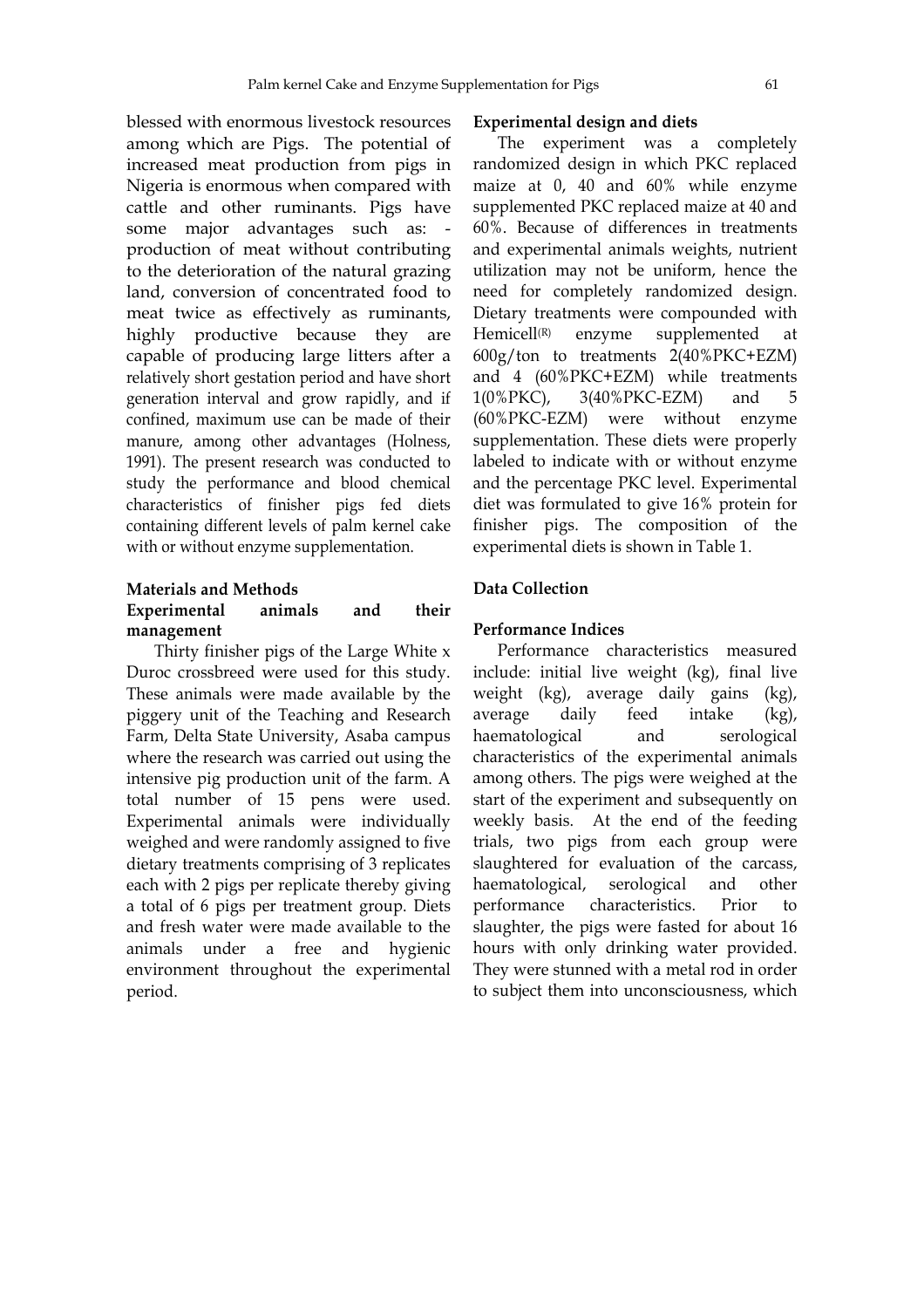blessed with enormous livestock resources among which are Pigs. The potential of increased meat production from pigs in Nigeria is enormous when compared with cattle and other ruminants. Pigs have some major advantages such as: - production of meat without contributing to the deterioration of the natural grazing land, conversion of concentrated food to meat twice as effectively as ruminants, highly productive because they are capable of producing large litters after a relatively short gestation period and have short generation interval and grow rapidly, and if confined, maximum use can be made of their manure, among other advantages (Holness, 1991). The present research was conducted to study the performance and blood chemical characteristics of finisher pigs fed diets containing different levels of palm kernel cake with or without enzyme supplementation.

## Materials and Methods

### Experimental animals and their management

Thirty finisher pigs of the Large White x Duroc crossbreed were used for this study. These animals were made available by the piggery unit of the Teaching and Research Farm, Delta State University, Asaba campus where the research was carried out using the intensive pig production unit of the farm. A total number of 15 pens were used. Experimental animals were individually weighed and were randomly assigned to five dietary treatments comprising of 3 replicates each with 2 pigs per replicate thereby giving a total of 6 pigs per treatment group. Diets and fresh water were made available to the animals under a free and hygienic environment throughout the experimental period.

### Experimental design and diets

The experiment was a completely randomized design in which PKC replaced maize at 0, 40 and 60% while enzyme supplemented PKC replaced maize at 40 and 60%. Because of differences in treatments and experimental animals weights, nutrient utilization may not be uniform, hence the need for completely randomized design. Dietary treatments were compounded with Hemicell(R) enzyme supplemented at 600g/ton to treatments 2(40%PKC+EZM) and 4 (60%PKC+EZM) while treatments 1(0%PKC), 3(40%PKC-EZM) and 5 (60%PKC-EZM) were without enzyme supplementation. These diets were properly labeled to indicate with or without enzyme and the percentage PKC level. Experimental diet was formulated to give 16% protein for finisher pigs. The composition of the experimental diets is shown in Table 1.

## Data Collection

### Performance Indices

Performance characteristics measured include: initial live weight (kg), final live weight (kg), average daily gains (kg), average daily feed intake (kg), haematological and serological characteristics of the experimental animals among others. The pigs were weighed at the start of the experiment and subsequently on weekly basis. At the end of the feeding trials, two pigs from each group were slaughtered for evaluation of the carcass, haematological, serological and other performance characteristics. Prior to slaughter, the pigs were fasted for about 16 hours with only drinking water provided. They were stunned with a metal rod in order to subject them into unconsciousness, which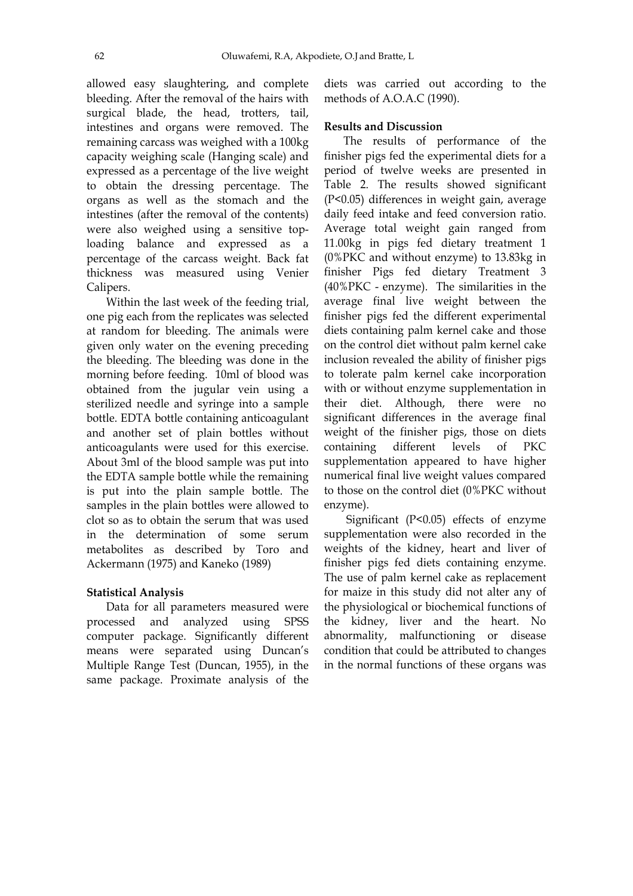allowed easy slaughtering, and complete bleeding. After the removal of the hairs with surgical blade, the head, trotters, tail, intestines and organs were removed. The remaining carcass was weighed with a 100kg capacity weighing scale (Hanging scale) and expressed as a percentage of the live weight to obtain the dressing percentage. The organs as well as the stomach and the intestines (after the removal of the contents) were also weighed using a sensitive top-loading balance and expressed as a percentage of the carcass weight. Back fat thickness was measured using Venier Calipers.

Within the last week of the feeding trial, one pig each from the replicates was selected at random for bleeding. The animals were given only water on the evening preceding the bleeding. The bleeding was done in the morning before feeding. 10ml of blood was obtained from the jugular vein using a sterilized needle and syringe into a sample bottle. EDTA bottle containing anticoagulant and another set of plain bottles without anticoagulants were used for this exercise. About 3ml of the blood sample was put into the EDTA sample bottle while the remaining is put into the plain sample bottle. The samples in the plain bottles were allowed to clot so as to obtain the serum that was used in the determination of some serum metabolites as described by Toro and Ackermann (1975) and Kaneko (1989)

**Statistical Analysis**

Data for all parameters measured were processed and analyzed using SPSS computer package. Significantly different means were separated using Duncan's Multiple Range Test (Duncan, 1955), in the same package. Proximate analysis of the diets was carried out according to the methods of A.O.A.C (1990).

**Results and Discussion**

The results of performance of the finisher pigs fed the experimental diets for a period of twelve weeks are presented in Table 2. The results showed significant ($P<0.05$) differences in weight gain, average daily feed intake and feed conversion ratio. Average total weight gain ranged from 11.00kg in pigs fed dietary treatment 1 (0%PKC and without enzyme) to 13.83kg in finisher Pigs fed dietary Treatment 3 (40%PKC - enzyme). The similarities in the average final live weight between the finisher pigs fed the different experimental diets containing palm kernel cake and those on the control diet without palm kernel cake inclusion revealed the ability of finisher pigs to tolerate palm kernel cake incorporation with or without enzyme supplementation in their diet. Although, there were no significant differences in the average final weight of the finisher pigs, those on diets containing different levels of PKC supplementation appeared to have higher numerical final live weight values compared to those on the control diet (0%PKC without enzyme).

Significant ($P<0.05$) effects of enzyme supplementation were also recorded in the weights of the kidney, heart and liver of finisher pigs fed diets containing enzyme. The use of palm kernel cake as replacement for maize in this study did not alter any of the physiological or biochemical functions of the kidney, liver and the heart. No abnormality, malfunctioning or disease condition that could be attributed to changes in the normal functions of these organs was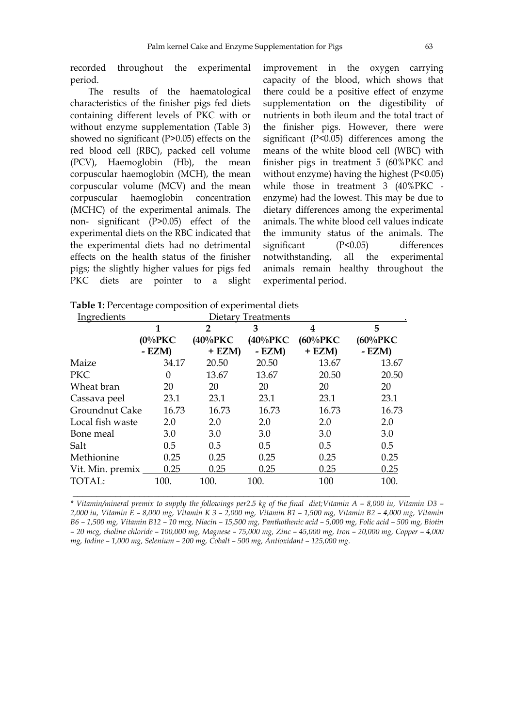recorded throughout the experimental period.

The results of the haematological characteristics of the finisher pigs fed diets containing different levels of PKC with or without enzyme supplementation (Table 3) showed no significant (P>0.05) effects on the red blood cell (RBC), packed cell volume (PCV), Haemoglobin (Hb), the mean corpuscular haemoglobin (MCH), the mean corpuscular volume (MCV) and the mean corpuscular haemoglobin concentration (MCHC) of the experimental animals. The non- significant (P>0.05) effect of the experimental diets on the RBC indicated that the experimental diets had no detrimental effects on the health status of the finisher pigs; the slightly higher values for pigs fed PKC diets are pointer to a slight improvement in the oxygen carrying capacity of the blood, which shows that there could be a positive effect of enzyme supplementation on the digestibility of nutrients in both ileum and the total tract of the finisher pigs. However, there were significant (P<0.05) differences among the means of the white blood cell (WBC) with finisher pigs in treatment 5 (60%PKC and without enzyme) having the highest (P<0.05) while those in treatment 3 (40%PKC - enzyme) had the lowest. This may be due to dietary differences among the experimental animals. The white blood cell values indicate the immunity status of the animals. The significant (P<0.05) differences notwithstanding, all the experimental animals remain healthy throughout the experimental period.

**Table 1:** Percentage composition of experimental diets

| Ingredients | Dietary Treatments | | | | |
|---|---|---|---|---|---|
| | **1 (0%PKC - EZM)** | **2 (40%PKC + EZM)** | **3 (40%PKC - EZM)** | **4 (60%PKC + EZM)** | **5 (60%PKC - EZM)** |
| Maize | 34.17 | 20.50 | 20.50 | 13.67 | 13.67 |
| PKC | 0 | 13.67 | 13.67 | 20.50 | 20.50 |
| Wheat bran | 20 | 20 | 20 | 20 | 20 |
| Cassava peel | 23.1 | 23.1 | 23.1 | 23.1 | 23.1 |
| Groundnut Cake | 16.73 | 16.73 | 16.73 | 16.73 | 16.73 |
| Local fish waste | 2.0 | 2.0 | 2.0 | 2.0 | 2.0 |
| Bone meal | 3.0 | 3.0 | 3.0 | 3.0 | 3.0 |
| Salt | 0.5 | 0.5 | 0.5 | 0.5 | 0.5 |
| Methionine | 0.25 | 0.25 | 0.25 | 0.25 | 0.25 |
| Vit. Min. premix | 0.25 | 0.25 | 0.25 | 0.25 | 0.25 |
| TOTAL: | 100. | 100. | 100. | 100 | 100. |

*\* Vitamin/mineral premix to supply the followings per2.5 kg of the final diet;Vitamin A – 8,000 iu, Vitamin D3 – 2,000 iu, Vitamin E – 8,000 mg, Vitamin K 3 – 2,000 mg, Vitamin B1 – 1,500 mg, Vitamin B2 – 4,000 mg, Vitamin B6 – 1,500 mg, Vitamin B12 – 10 mcg, Niacin – 15,500 mg, Panthothenic acid – 5,000 mg, Folic acid – 500 mg, Biotin – 20 mcg, choline chloride – 100,000 mg, Magnese – 75,000 mg, Zinc – 45,000 mg, Iron – 20,000 mg, Copper – 4,000 mg, Iodine – 1,000 mg, Selenium – 200 mg, Cobalt – 500 mg, Antioxidant – 125,000 mg.*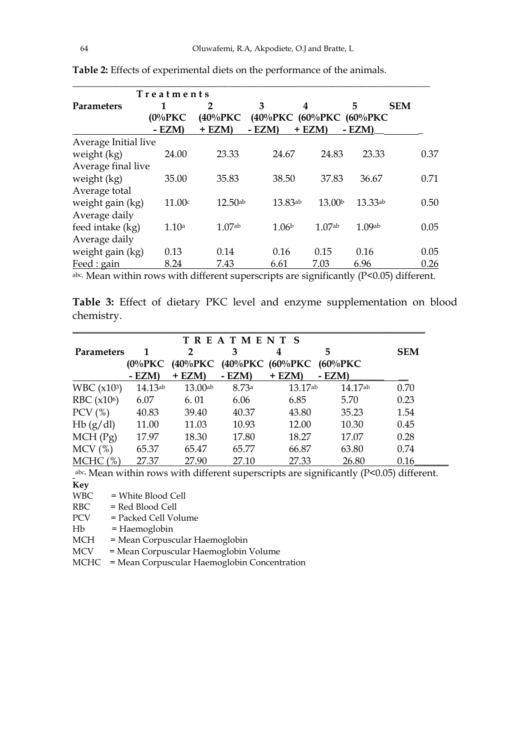**Table 2:** Effects of experimental diets on the performance of the animals.

| Parameters | Treatments 1 (0%PKC - EZM) | 2 (40%PKC + EZM) | 3 (40%PKC - EZM) | 4 (60%PKC + EZM) | 5 (60%PKC - EZM) | SEM |
|---|---|---|---|---|---|---|
| Average Initial live weight (kg) | 24.00 | 23.33 | 24.67 | 24.83 | 23.33 | 0.37 |
| Average final live weight (kg) | 35.00 | 35.83 | 38.50 | 37.83 | 36.67 | 0.71 |
| Average total weight gain (kg) | 11.00$^{c}$ | 12.50$^{ab}$ | 13.83$^{ab}$ | 13.00$^{b}$ | 13.33$^{ab}$ | 0.50 |
| Average daily feed intake (kg) | 1.10$^{a}$ | 1.07$^{ab}$ | 1.06$^{b}$ | 1.07$^{ab}$ | 1.09$^{ab}$ | 0.05 |
| Average daily weight gain (kg) | 0.13 | 0.14 | 0.16 | 0.15 | 0.16 | 0.05 |
| Feed : gain | 8.24 | 7.43 | 6.61 | 7.03 | 6.96 | 0.26 |

$^{abc,}$ Mean within rows with different superscripts are significantly (P<0.05) different.

**Table 3:** Effect of dietary PKC level and enzyme supplementation on blood chemistry.

| Parameters | TREATMENTS 1 (0%PKC - EZM) | 2 (40%PKC + EZM) | 3 (40%PKC - EZM) | 4 (60%PKC + EZM) | 5 (60%PKC - EZM) | SEM |
|---|---|---|---|---|---|---|
| WBC ($x10^{3}$) | 14.13$^{ab}$ | 13.00$^{ab}$ | 8.73$^{a}$ | 13.17$^{ab}$ | 14.17$^{ab}$ | 0.70 |
| RBC ($x10^{6}$) | 6.07 | 6. 01 | 6.06 | 6.85 | 5.70 | 0.23 |
| PCV (%) | 40.83 | 39.40 | 40.37 | 43.80 | 35.23 | 1.54 |
| Hb (g/dl) | 11.00 | 11.03 | 10.93 | 12.00 | 10.30 | 0.45 |
| MCH (Pg) | 17.97 | 18.30 | 17.80 | 18.27 | 17.07 | 0.28 |
| MCV (%) | 65.37 | 65.47 | 65.77 | 66.87 | 63.80 | 0.74 |
| MCHC (%) | 27.37 | 27.90 | 27.10 | 27.33 | 26.80 | 0.16 |

$^{abc,}$ Mean within rows with different superscripts are significantly (P<0.05) different.

**Key**

WBC = White Blood Cell
RBC = Red Blood Cell
PCV = Packed Cell Volume
Hb = Haemoglobin
MCH = Mean Corpuscular Haemoglobin
MCV = Mean Corpuscular Haemoglobin Volume
MCHC = Mean Corpuscular Haemoglobin Concentration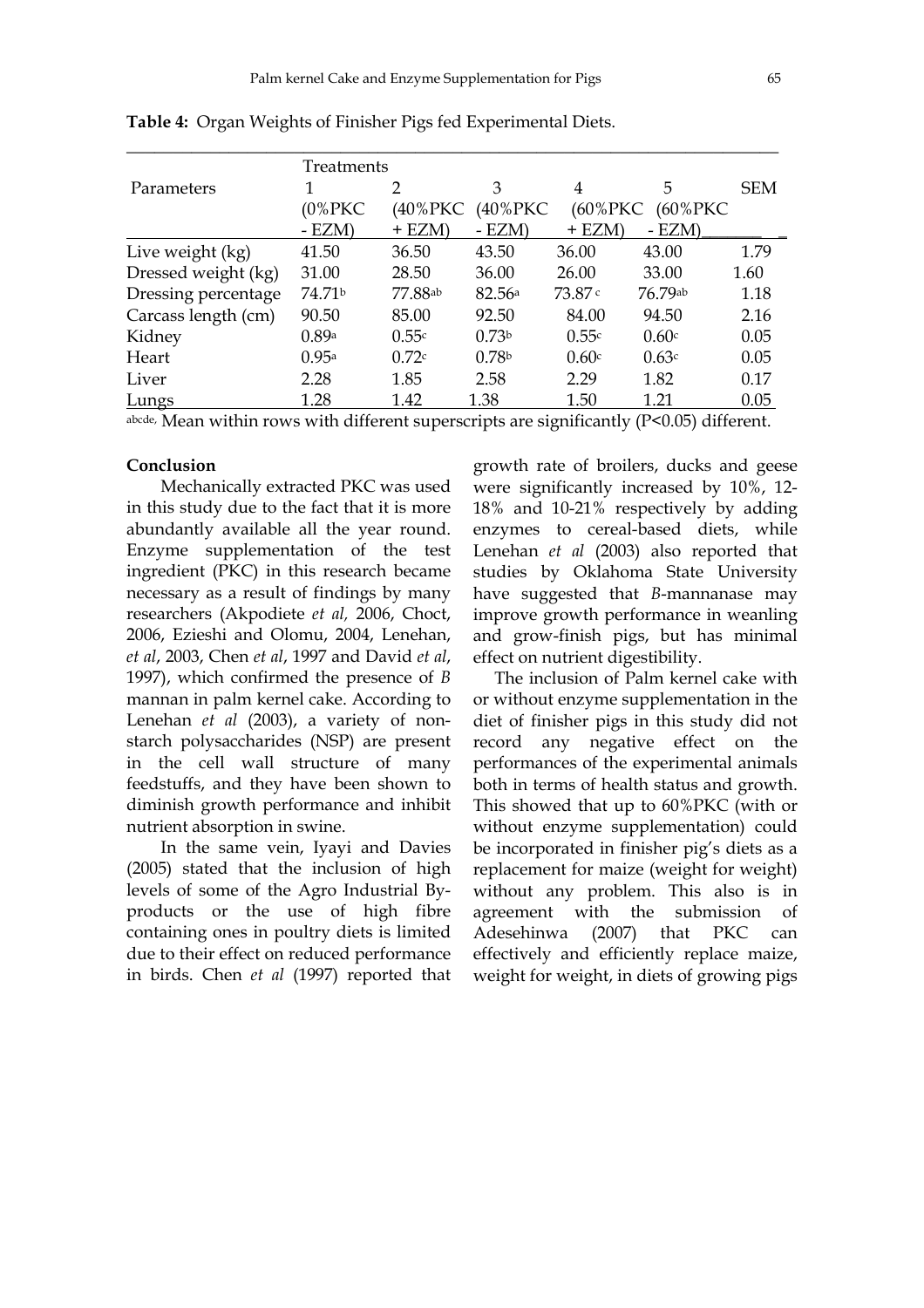**Table 4:** Organ Weights of Finisher Pigs fed Experimental Diets.

| Parameters | Treatments 1 (0%PKC - EZM) | 2 (40%PKC + EZM) | 3 (40%PKC - EZM) | 4 (60%PKC + EZM) | 5 (60%PKC - EZM) | SEM |
|---|---|---|---|---|---|---|
| Live weight (kg) | 41.50 | 36.50 | 43.50 | 36.00 | 43.00 | 1.79 |
| Dressed weight (kg) | 31.00 | 28.50 | 36.00 | 26.00 | 33.00 | 1.60 |
| Dressing percentage | 74.71[b] | 77.88[ab] | 82.56[a] | 73.87[c] | 76.79[ab] | 1.18 |
| Carcass length (cm) | 90.50 | 85.00 | 92.50 | 84.00 | 94.50 | 2.16 |
| Kidney | 0.89[a] | 0.55[c] | 0.73[b] | 0.55[c] | 0.60[c] | 0.05 |
| Heart | 0.95[a] | 0.72[c] | 0.78[b] | 0.60[c] | 0.63[c] | 0.05 |
| Liver | 2.28 | 1.85 | 2.58 | 2.29 | 1.82 | 0.17 |
| Lungs | 1.28 | 1.42 | 1.38 | 1.50 | 1.21 | 0.05 |

[abcde,] Mean within rows with different superscripts are significantly ($P<0.05$) different.

**Conclusion**

Mechanically extracted PKC was used in this study due to the fact that it is more abundantly available all the year round. Enzyme supplementation of the test ingredient (PKC) in this research became necessary as a result of findings by many researchers (Akpodiete *et al,* 2006, Choct, 2006, Ezieshi and Olomu, 2004, Lenehan, *et al*, 2003, Chen *et al*, 1997 and David *et al*, 1997), which confirmed the presence of *B* mannan in palm kernel cake. According to Lenehan *et al* (2003), a variety of non-starch polysaccharides (NSP) are present in the cell wall structure of many feedstuffs, and they have been shown to diminish growth performance and inhibit nutrient absorption in swine.

In the same vein, Iyayi and Davies (2005) stated that the inclusion of high levels of some of the Agro Industrial By-products or the use of high fibre containing ones in poultry diets is limited due to their effect on reduced performance in birds. Chen *et al* (1997) reported that growth rate of broilers, ducks and geese were significantly increased by 10%, 12-18% and 10-21% respectively by adding enzymes to cereal-based diets, while Lenehan *et al* (2003) also reported that studies by Oklahoma State University have suggested that *B*-mannanase may improve growth performance in weanling and grow-finish pigs, but has minimal effect on nutrient digestibility.

The inclusion of Palm kernel cake with or without enzyme supplementation in the diet of finisher pigs in this study did not record any negative effect on the performances of the experimental animals both in terms of health status and growth. This showed that up to 60%PKC (with or without enzyme supplementation) could be incorporated in finisher pig's diets as a replacement for maize (weight for weight) without any problem. This also is in agreement with the submission of Adesehinwa (2007) that PKC can effectively and efficiently replace maize, weight for weight, in diets of growing pigs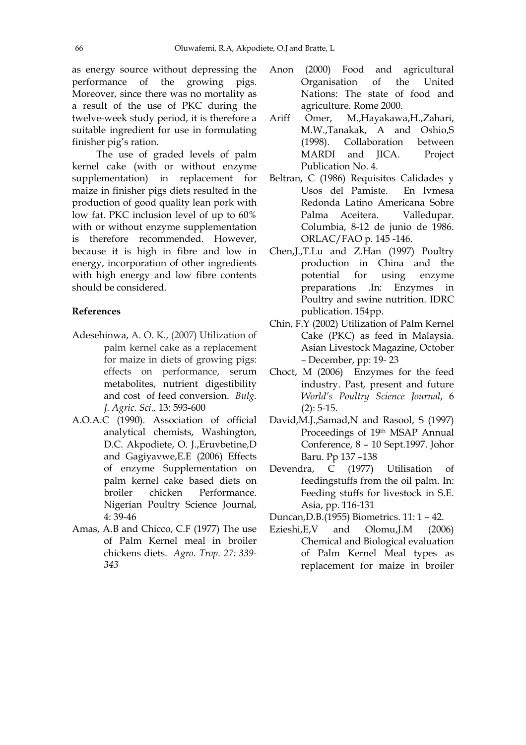as energy source without depressing the performance of the growing pigs. Moreover, since there was no mortality as a result of the use of PKC during the twelve-week study period, it is therefore a suitable ingredient for use in formulating finisher pig's ration.

The use of graded levels of palm kernel cake (with or without enzyme supplementation) in replacement for maize in finisher pigs diets resulted in the production of good quality lean pork with low fat. PKC inclusion level of up to 60% with or without enzyme supplementation is therefore recommended. However, because it is high in fibre and low in energy, incorporation of other ingredients with high energy and low fibre contents should be considered.

**References**

Adesehinwa, A. O. K., (2007) Utilization of palm kernel cake as a replacement for maize in diets of growing pigs: effects on performance, serum metabolites, nutrient digestibility and cost of feed conversion. *Bulg. J. Agric. Sci.,* 13: 593-600

A.O.A.C (1990). Association of official analytical chemists, Washington, D.C. Akpodiete, O. J.,Eruvbetine,D and Gagiyavwe,E.E (2006) Effects of enzyme Supplementation on palm kernel cake based diets on broiler chicken Performance. Nigerian Poultry Science Journal, 4: 39-46

Amas, A.B and Chicco, C.F (1977) The use of Palm Kernel meal in broiler chickens diets. *Agro. Trop. 27: 339-343*

Anon (2000) Food and agricultural Organisation of the United Nations: The state of food and agriculture. Rome 2000.

Ariff Omer, M.,Hayakawa,H.,Zahari, M.W.,Tanakak, A and Oshio,S (1998). Collaboration between MARDI and JICA. Project Publication No. 4.

Beltran, C (1986) Requisitos Calidades y Usos del Pamiste. En Ivmesa Redonda Latino Americana Sobre Palma Aceitera. Valledupar. Columbia, 8-12 de junio de 1986. ORLAC/FAO p. 145 -146.

Chen,J.,T.Lu and Z.Han (1997) Poultry production in China and the potential for using enzyme preparations .In: Enzymes in Poultry and swine nutrition. IDRC publication. 154pp.

Chin, F.Y (2002) Utilization of Palm Kernel Cake (PKC) as feed in Malaysia. Asian Livestock Magazine, October – December, pp: 19- 23

Choct, M (2006) Enzymes for the feed industry. Past, present and future *World's Poultry Science Journal*, 6 (2): 5-15.

David,M.J.,Samad,N and Rasool, S (1997) Proceedings of 19th MSAP Annual Conference, 8 – 10 Sept.1997. Johor Baru. Pp 137 –138

Devendra, C (1977) Utilisation of feedingstuffs from the oil palm. In: Feeding stuffs for livestock in S.E. Asia, pp. 116-131

Duncan,D.B.(1955) Biometrics. 11: 1 – 42.

Ezieshi,E,V and Olomu,J.M (2006) Chemical and Biological evaluation of Palm Kernel Meal types as replacement for maize in broiler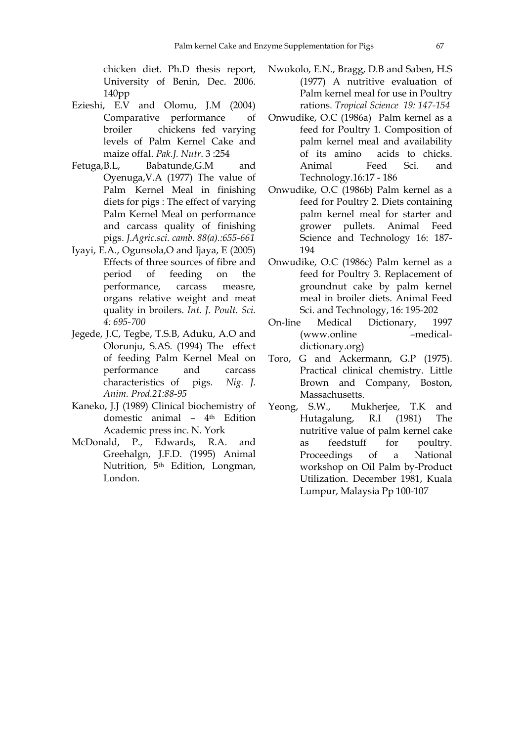chicken diet. Ph.D thesis report, University of Benin, Dec. 2006. 140pp

Ezieshi, E.V and Olomu, J.M (2004) Comparative performance of broiler chickens fed varying levels of Palm Kernel Cake and maize offal. *Pak.J. Nutr*. 3 :254

Fetuga,B.L, Babatunde,G.M and Oyenuga,V.A (1977) The value of Palm Kernel Meal in finishing diets for pigs : The effect of varying Palm Kernel Meal on performance and carcass quality of finishing pigs. *J.Agric.sci. camb. 88(a).:655-661*

Iyayi, E.A., Ogunsola,O and Ijaya, E (2005) Effects of three sources of fibre and period of feeding on the performance, carcass measre, organs relative weight and meat quality in broilers. *Int. J. Poult. Sci. 4: 695-700*

Jegede, J.C, Tegbe, T.S.B, Aduku, A.O and Olorunju, S.AS. (1994) The effect of feeding Palm Kernel Meal on performance and carcass characteristics of pigs. *Nig. J. Anim. Prod.21:88-95*

Kaneko, J.J (1989) Clinical biochemistry of domestic animal – 4th Edition Academic press inc. N. York

McDonald, P., Edwards, R.A. and Greehalgn, J.F.D. (1995) Animal Nutrition, 5th Edition, Longman, London.

Nwokolo, E.N., Bragg, D.B and Saben, H.S (1977) A nutritive evaluation of Palm kernel meal for use in Poultry rations. *Tropical Science 19: 147-154*

Onwudike, O.C (1986a) Palm kernel as a feed for Poultry 1. Composition of palm kernel meal and availability of its amino acids to chicks. Animal Feed Sci. and Technology.16:17 - 186

Onwudike, O.C (1986b) Palm kernel as a feed for Poultry 2. Diets containing palm kernel meal for starter and grower pullets. Animal Feed Science and Technology 16: 187-194

Onwudike, O.C (1986c) Palm kernel as a feed for Poultry 3. Replacement of groundnut cake by palm kernel meal in broiler diets. Animal Feed Sci. and Technology, 16: 195-202

On-line Medical Dictionary, 1997 (www.online –medical-dictionary.org)

Toro, G and Ackermann, G.P (1975). Practical clinical chemistry. Little Brown and Company, Boston, Massachusetts.

Yeong, S.W., Mukherjee, T.K and Hutagalung, R.I (1981) The nutritive value of palm kernel cake as feedstuff for poultry. Proceedings of a National workshop on Oil Palm by-Product Utilization. December 1981, Kuala Lumpur, Malaysia Pp 100-107